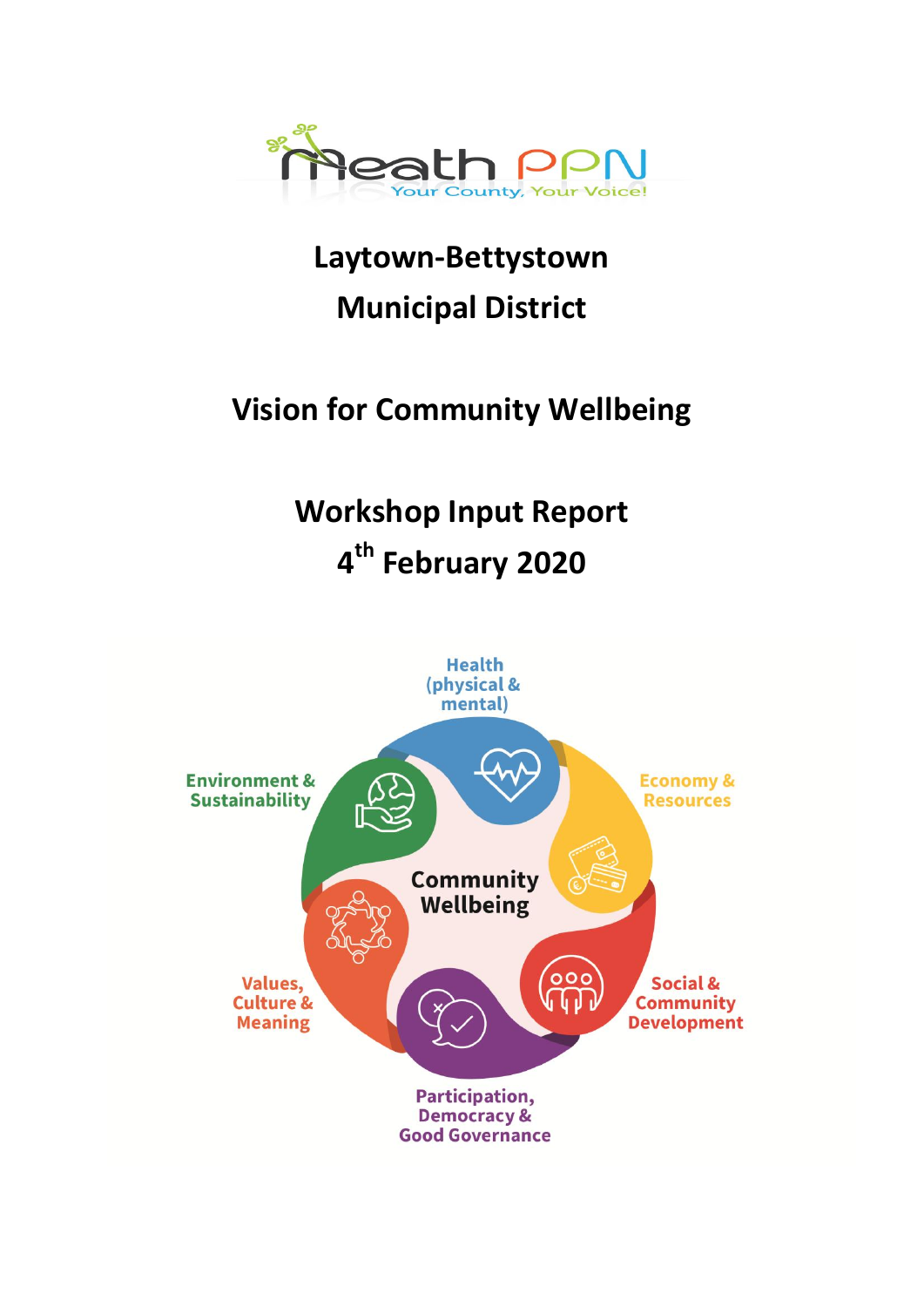Meath PPN

Your County, Your Voice!

# Laytown-Bettystown Municipal District

## Vision for Community Wellbeing

## Workshop Input Report

## 4th February 2020

Health (physical & mental)

Economy & Resources

Social & Community Development

Participation, Democracy & Good Governance

Values, Culture & Meaning

Environment & Sustainability

Community Wellbeing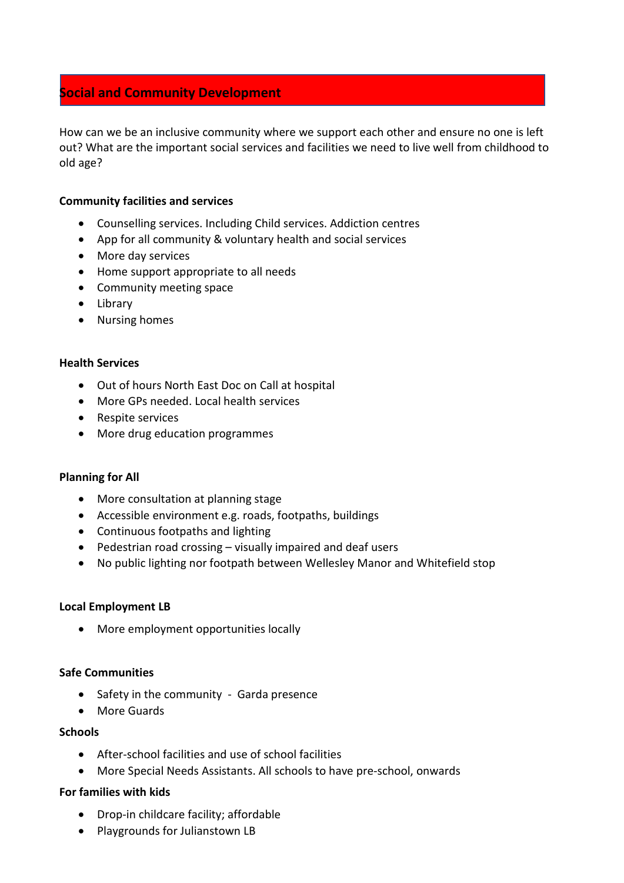## Social and Community Development

How can we be an inclusive community where we support each other and ensure no one is left out? What are the important social services and facilities we need to live well from childhood to old age?

**Community facilities and services**

- Counselling services. Including Child services. Addiction centres
- App for all community & voluntary health and social services
- More day services
- Home support appropriate to all needs
- Community meeting space
- Library
- Nursing homes

**Health Services**

- Out of hours North East Doc on Call at hospital
- More GPs needed. Local health services
- Respite services
- More drug education programmes

**Planning for All**

- More consultation at planning stage
- Accessible environment e.g. roads, footpaths, buildings
- Continuous footpaths and lighting
- Pedestrian road crossing – visually impaired and deaf users
- No public lighting nor footpath between Wellesley Manor and Whitefield stop

**Local Employment LB**

- More employment opportunities locally

**Safe Communities**

- Safety in the community - Garda presence
- More Guards

**Schools**

- After-school facilities and use of school facilities
- More Special Needs Assistants. All schools to have pre-school, onwards

**For families with kids**

- Drop-in childcare facility; affordable
- Playgrounds for Julianstown LB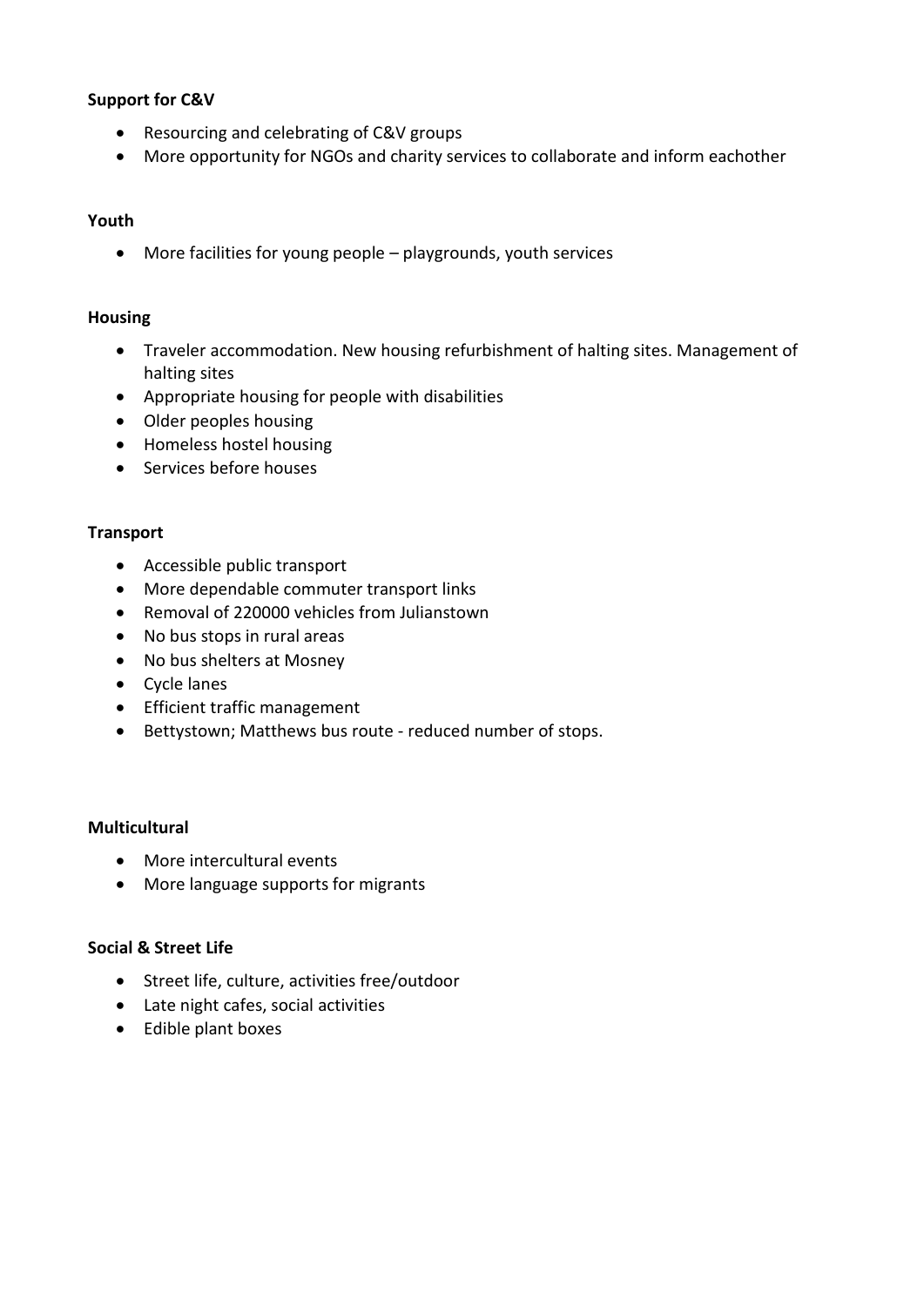**Support for C&V**

- Resourcing and celebrating of C&V groups
- More opportunity for NGOs and charity services to collaborate and inform eachother

**Youth**

- More facilities for young people – playgrounds, youth services

**Housing**

- Traveler accommodation. New housing refurbishment of halting sites. Management of halting sites
- Appropriate housing for people with disabilities
- Older peoples housing
- Homeless hostel housing
- Services before houses

**Transport**

- Accessible public transport
- More dependable commuter transport links
- Removal of 220000 vehicles from Julianstown
- No bus stops in rural areas
- No bus shelters at Mosney
- Cycle lanes
- Efficient traffic management
- Bettystown; Matthews bus route - reduced number of stops.

**Multicultural**

- More intercultural events
- More language supports for migrants

**Social & Street Life**

- Street life, culture, activities free/outdoor
- Late night cafes, social activities
- Edible plant boxes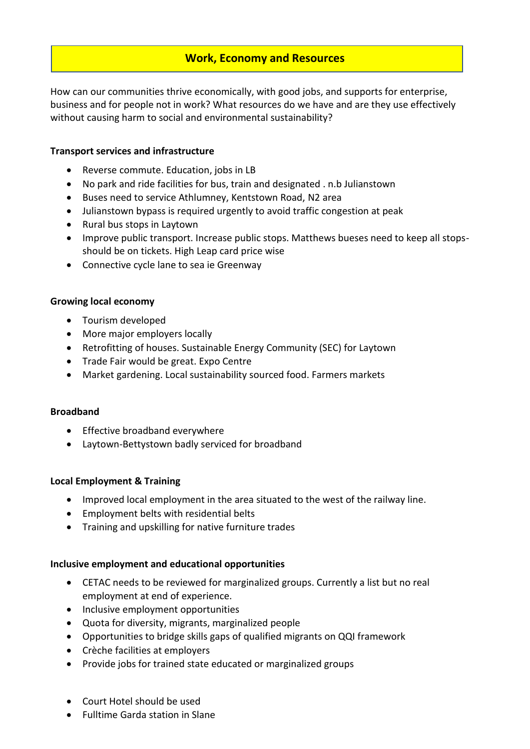## Work, Economy and Resources

How can our communities thrive economically, with good jobs, and supports for enterprise, business and for people not in work? What resources do we have and are they use effectively without causing harm to social and environmental sustainability?

**Transport services and infrastructure**

- Reverse commute. Education, jobs in LB
- No park and ride facilities for bus, train and designated . n.b Julianstown
- Buses need to service Athlumney, Kentstown Road, N2 area
- Julianstown bypass is required urgently to avoid traffic congestion at peak
- Rural bus stops in Laytown
- Improve public transport. Increase public stops. Matthews bueses need to keep all stops- should be on tickets. High Leap card price wise
- Connective cycle lane to sea ie Greenway

**Growing local economy**

- Tourism developed
- More major employers locally
- Retrofitting of houses. Sustainable Energy Community (SEC) for Laytown
- Trade Fair would be great. Expo Centre
- Market gardening. Local sustainability sourced food. Farmers markets

**Broadband**

- Effective broadband everywhere
- Laytown-Bettystown badly serviced for broadband

**Local Employment & Training**

- Improved local employment in the area situated to the west of the railway line.
- Employment belts with residential belts
- Training and upskilling for native furniture trades

**Inclusive employment and educational opportunities**

- CETAC needs to be reviewed for marginalized groups. Currently a list but no real employment at end of experience.
- Inclusive employment opportunities
- Quota for diversity, migrants, marginalized people
- Opportunities to bridge skills gaps of qualified migrants on QQI framework
- Crèche facilities at employers
- Provide jobs for trained state educated or marginalized groups

- Court Hotel should be used
- Fulltime Garda station in Slane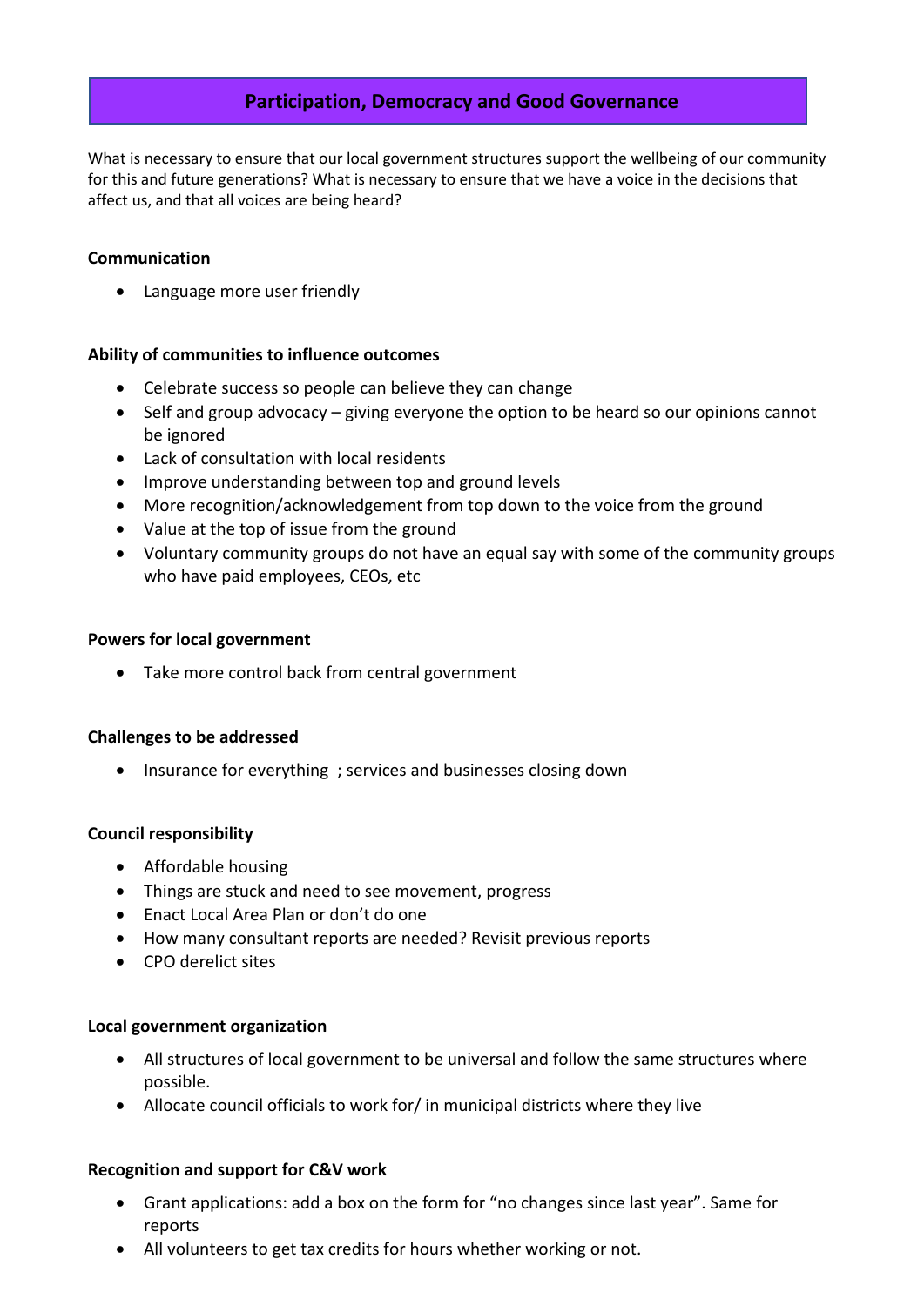# Participation, Democracy and Good Governance

What is necessary to ensure that our local government structures support the wellbeing of our community for this and future generations? What is necessary to ensure that we have a voice in the decisions that affect us, and that all voices are being heard?

**Communication**

- Language more user friendly

**Ability of communities to influence outcomes**

- Celebrate success so people can believe they can change
- Self and group advocacy – giving everyone the option to be heard so our opinions cannot be ignored
- Lack of consultation with local residents
- Improve understanding between top and ground levels
- More recognition/acknowledgement from top down to the voice from the ground
- Value at the top of issue from the ground
- Voluntary community groups do not have an equal say with some of the community groups who have paid employees, CEOs, etc

**Powers for local government**

- Take more control back from central government

**Challenges to be addressed**

- Insurance for everything ; services and businesses closing down

**Council responsibility**

- Affordable housing
- Things are stuck and need to see movement, progress
- Enact Local Area Plan or don't do one
- How many consultant reports are needed? Revisit previous reports
- CPO derelict sites

**Local government organization**

- All structures of local government to be universal and follow the same structures where possible.
- Allocate council officials to work for/ in municipal districts where they live

**Recognition and support for C&V work**

- Grant applications: add a box on the form for "no changes since last year". Same for reports
- All volunteers to get tax credits for hours whether working or not.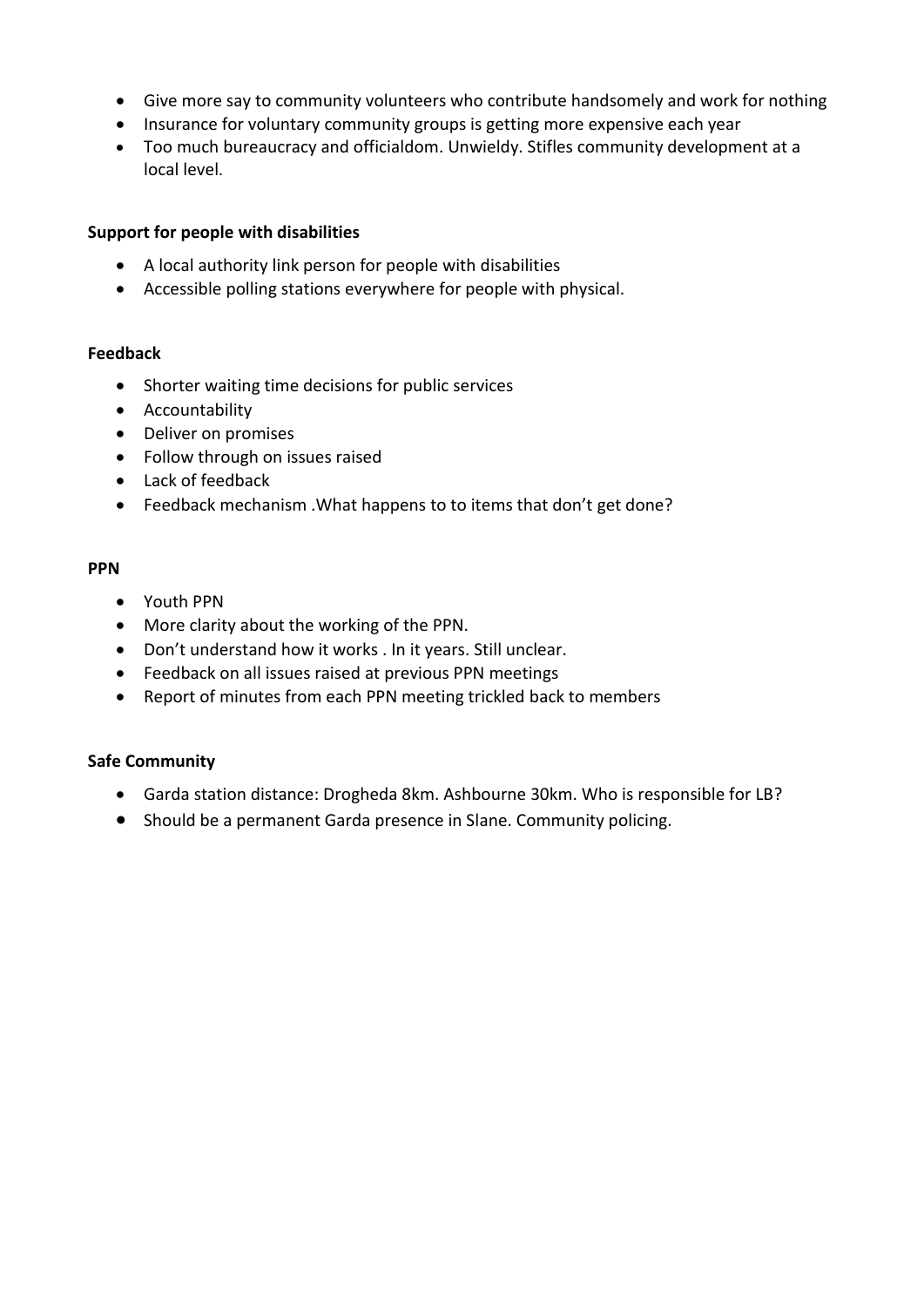- Give more say to community volunteers who contribute handsomely and work for nothing
- Insurance for voluntary community groups is getting more expensive each year
- Too much bureaucracy and officialdom. Unwieldy. Stifles community development at a local level.

**Support for people with disabilities**

- A local authority link person for people with disabilities
- Accessible polling stations everywhere for people with physical.

**Feedback**

- Shorter waiting time decisions for public services
- Accountability
- Deliver on promises
- Follow through on issues raised
- Lack of feedback
- Feedback mechanism .What happens to to items that don't get done?

**PPN**

- Youth PPN
- More clarity about the working of the PPN.
- Don't understand how it works . In it years. Still unclear.
- Feedback on all issues raised at previous PPN meetings
- Report of minutes from each PPN meeting trickled back to members

**Safe Community**

- Garda station distance: Drogheda 8km. Ashbourne 30km. Who is responsible for LB?
- Should be a permanent Garda presence in Slane. Community policing.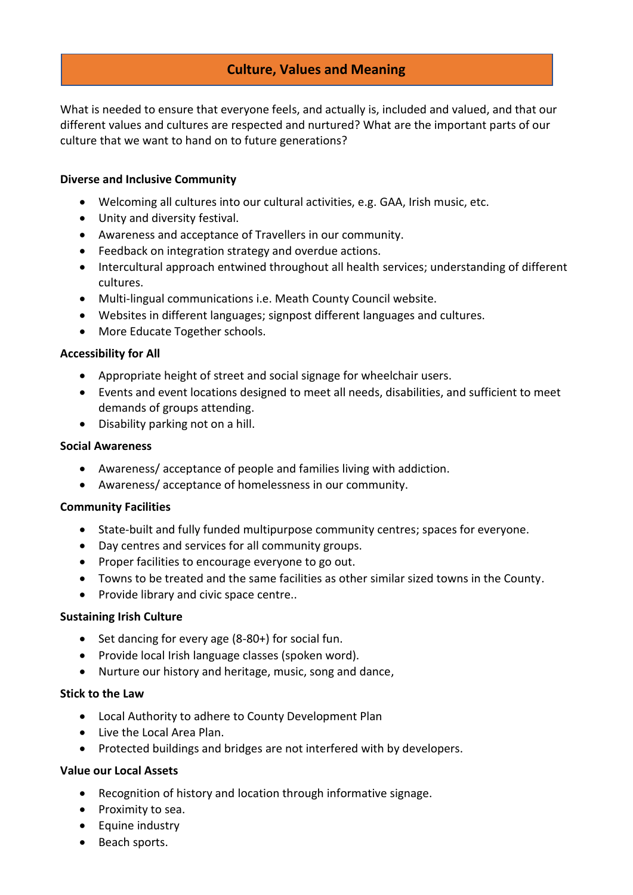## Culture, Values and Meaning

What is needed to ensure that everyone feels, and actually is, included and valued, and that our different values and cultures are respected and nurtured? What are the important parts of our culture that we want to hand on to future generations?

**Diverse and Inclusive Community**

- Welcoming all cultures into our cultural activities, e.g. GAA, Irish music, etc.
- Unity and diversity festival.
- Awareness and acceptance of Travellers in our community.
- Feedback on integration strategy and overdue actions.
- Intercultural approach entwined throughout all health services; understanding of different cultures.
- Multi-lingual communications i.e. Meath County Council website.
- Websites in different languages; signpost different languages and cultures.
- More Educate Together schools.

**Accessibility for All**

- Appropriate height of street and social signage for wheelchair users.
- Events and event locations designed to meet all needs, disabilities, and sufficient to meet demands of groups attending.
- Disability parking not on a hill.

**Social Awareness**

- Awareness/ acceptance of people and families living with addiction.
- Awareness/ acceptance of homelessness in our community.

**Community Facilities**

- State-built and fully funded multipurpose community centres; spaces for everyone.
- Day centres and services for all community groups.
- Proper facilities to encourage everyone to go out.
- Towns to be treated and the same facilities as other similar sized towns in the County.
- Provide library and civic space centre..

**Sustaining Irish Culture**

- Set dancing for every age (8-80+) for social fun.
- Provide local Irish language classes (spoken word).
- Nurture our history and heritage, music, song and dance,

**Stick to the Law**

- Local Authority to adhere to County Development Plan
- Live the Local Area Plan.
- Protected buildings and bridges are not interfered with by developers.

**Value our Local Assets**

- Recognition of history and location through informative signage.
- Proximity to sea.
- Equine industry
- Beach sports.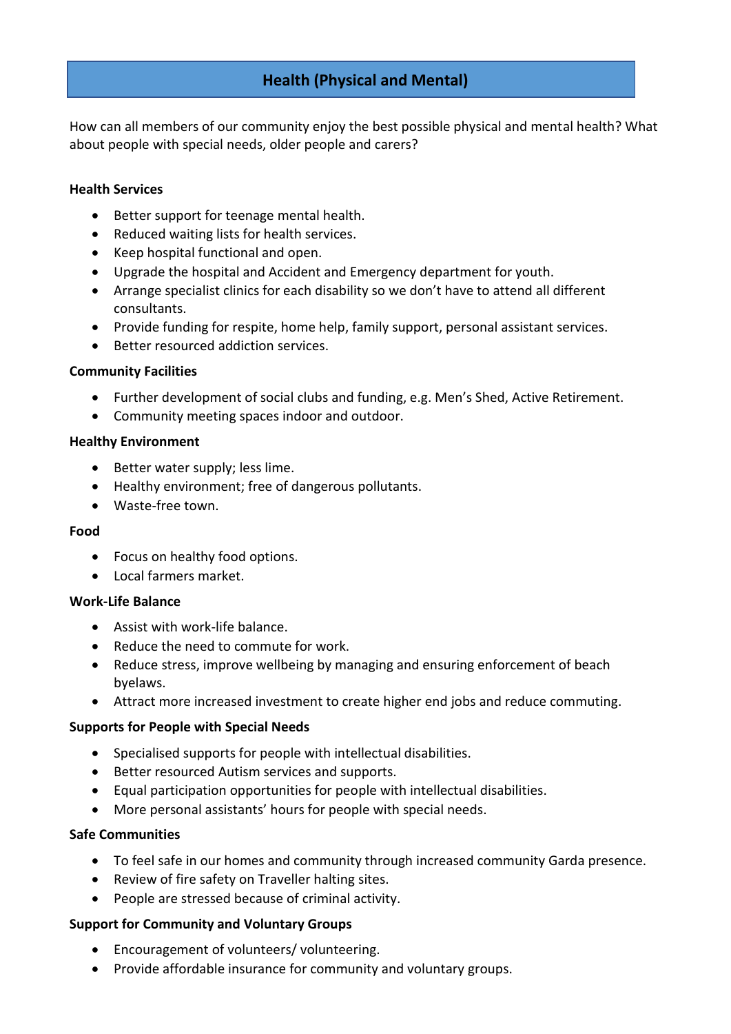## Health (Physical and Mental)

How can all members of our community enjoy the best possible physical and mental health? What about people with special needs, older people and carers?

**Health Services**

- Better support for teenage mental health.
- Reduced waiting lists for health services.
- Keep hospital functional and open.
- Upgrade the hospital and Accident and Emergency department for youth.
- Arrange specialist clinics for each disability so we don't have to attend all different consultants.
- Provide funding for respite, home help, family support, personal assistant services.
- Better resourced addiction services.

**Community Facilities**

- Further development of social clubs and funding, e.g. Men's Shed, Active Retirement.
- Community meeting spaces indoor and outdoor.

**Healthy Environment**

- Better water supply; less lime.
- Healthy environment; free of dangerous pollutants.
- Waste-free town.

**Food**

- Focus on healthy food options.
- Local farmers market.

**Work-Life Balance**

- Assist with work-life balance.
- Reduce the need to commute for work.
- Reduce stress, improve wellbeing by managing and ensuring enforcement of beach byelaws.
- Attract more increased investment to create higher end jobs and reduce commuting.

**Supports for People with Special Needs**

- Specialised supports for people with intellectual disabilities.
- Better resourced Autism services and supports.
- Equal participation opportunities for people with intellectual disabilities.
- More personal assistants' hours for people with special needs.

**Safe Communities**

- To feel safe in our homes and community through increased community Garda presence.
- Review of fire safety on Traveller halting sites.
- People are stressed because of criminal activity.

**Support for Community and Voluntary Groups**

- Encouragement of volunteers/ volunteering.
- Provide affordable insurance for community and voluntary groups.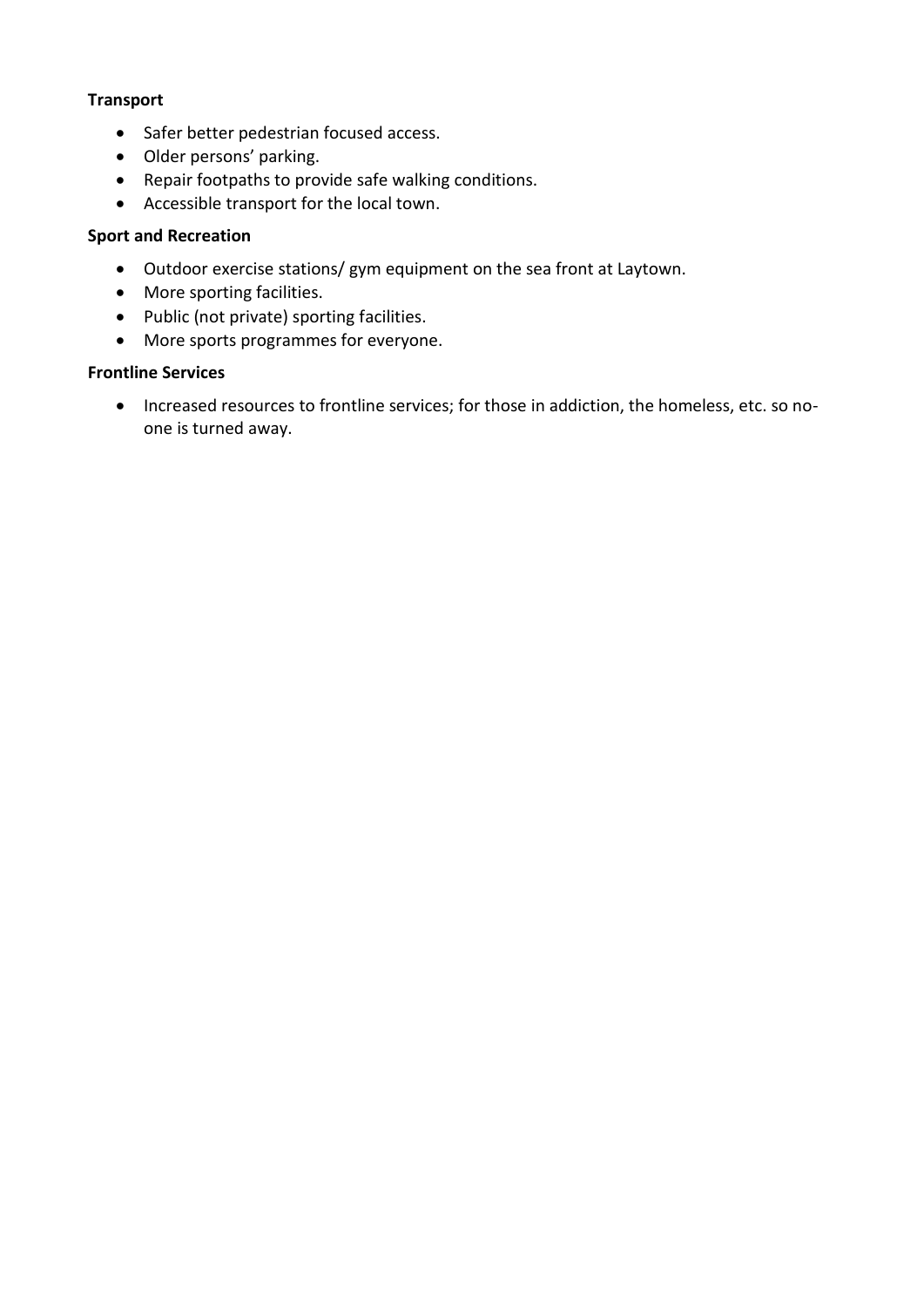**Transport**

- Safer better pedestrian focused access.
- Older persons' parking.
- Repair footpaths to provide safe walking conditions.
- Accessible transport for the local town.

**Sport and Recreation**

- Outdoor exercise stations/ gym equipment on the sea front at Laytown.
- More sporting facilities.
- Public (not private) sporting facilities.
- More sports programmes for everyone.

**Frontline Services**

- Increased resources to frontline services; for those in addiction, the homeless, etc. so no-one is turned away.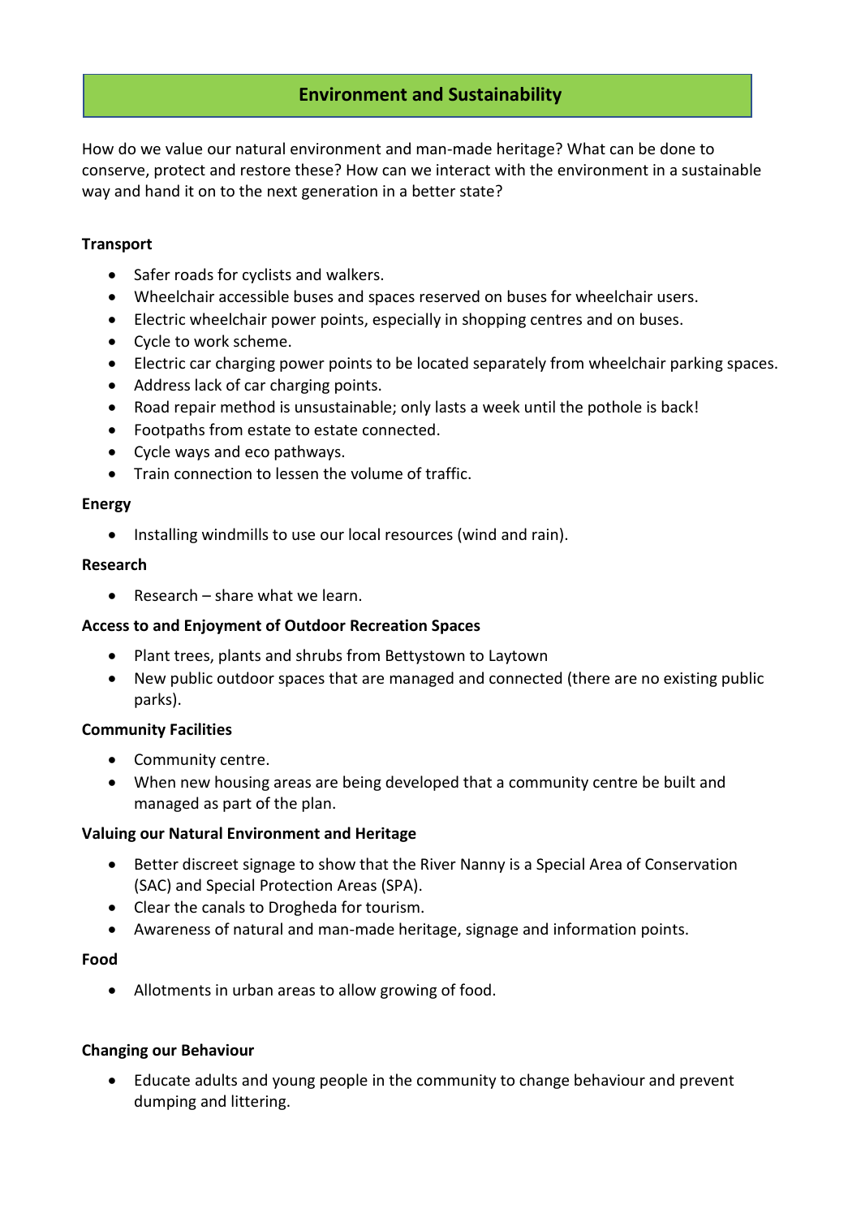# Environment and Sustainability

How do we value our natural environment and man-made heritage? What can be done to conserve, protect and restore these? How can we interact with the environment in a sustainable way and hand it on to the next generation in a better state?

**Transport**

- Safer roads for cyclists and walkers.
- Wheelchair accessible buses and spaces reserved on buses for wheelchair users.
- Electric wheelchair power points, especially in shopping centres and on buses.
- Cycle to work scheme.
- Electric car charging power points to be located separately from wheelchair parking spaces.
- Address lack of car charging points.
- Road repair method is unsustainable; only lasts a week until the pothole is back!
- Footpaths from estate to estate connected.
- Cycle ways and eco pathways.
- Train connection to lessen the volume of traffic.

**Energy**

- Installing windmills to use our local resources (wind and rain).

**Research**

- Research – share what we learn.

**Access to and Enjoyment of Outdoor Recreation Spaces**

- Plant trees, plants and shrubs from Bettystown to Laytown
- New public outdoor spaces that are managed and connected (there are no existing public parks).

**Community Facilities**

- Community centre.
- When new housing areas are being developed that a community centre be built and managed as part of the plan.

**Valuing our Natural Environment and Heritage**

- Better discreet signage to show that the River Nanny is a Special Area of Conservation (SAC) and Special Protection Areas (SPA).
- Clear the canals to Drogheda for tourism.
- Awareness of natural and man-made heritage, signage and information points.

**Food**

- Allotments in urban areas to allow growing of food.

**Changing our Behaviour**

- Educate adults and young people in the community to change behaviour and prevent dumping and littering.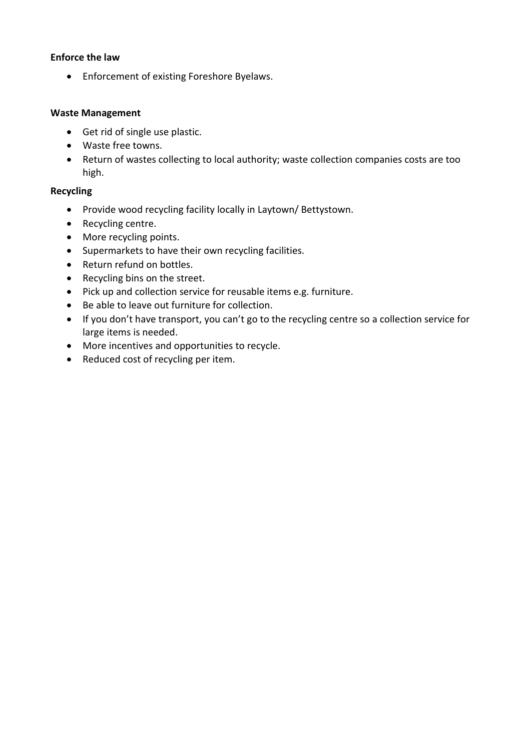**Enforce the law**

- Enforcement of existing Foreshore Byelaws.

**Waste Management**

- Get rid of single use plastic.
- Waste free towns.
- Return of wastes collecting to local authority; waste collection companies costs are too high.

**Recycling**

- Provide wood recycling facility locally in Laytown/ Bettystown.
- Recycling centre.
- More recycling points.
- Supermarkets to have their own recycling facilities.
- Return refund on bottles.
- Recycling bins on the street.
- Pick up and collection service for reusable items e.g. furniture.
- Be able to leave out furniture for collection.
- If you don't have transport, you can't go to the recycling centre so a collection service for large items is needed.
- More incentives and opportunities to recycle.
- Reduced cost of recycling per item.